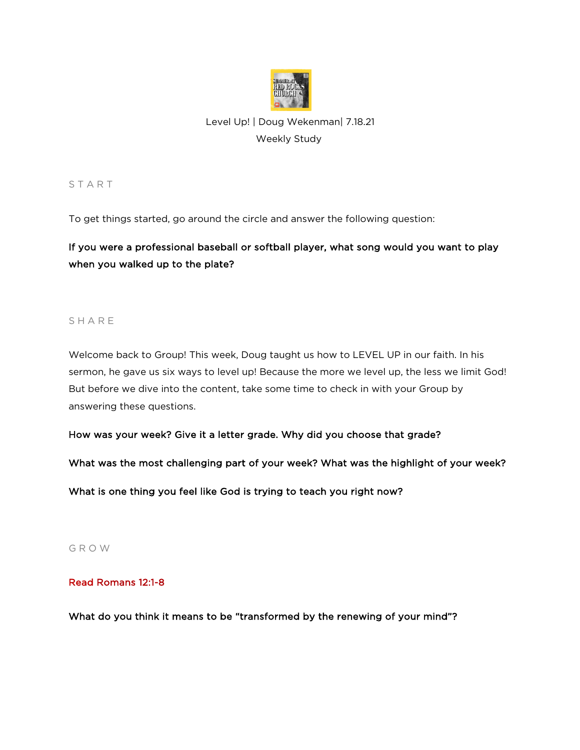Level Up! | Doug Wekenman| 7.18.21

Weekly Study

## START

To get things started, go around the circle and answer the following question:

**If you were a professional baseball or softball player, what song would you want to play when you walked up to the plate?**

## SHARE

Welcome back to Group! This week, Doug taught us how to LEVEL UP in our faith. In his sermon, he gave us six ways to level up! Because the more we level up, the less we limit God! But before we dive into the content, take some time to check in with your Group by answering these questions.

**How was your week? Give it a letter grade. Why did you choose that grade?**

**What was the most challenging part of your week? What was the highlight of your week?**

**What is one thing you feel like God is trying to teach you right now?**

## GROW

Read Romans 12:1-8

**What do you think it means to be "transformed by the renewing of your mind"?**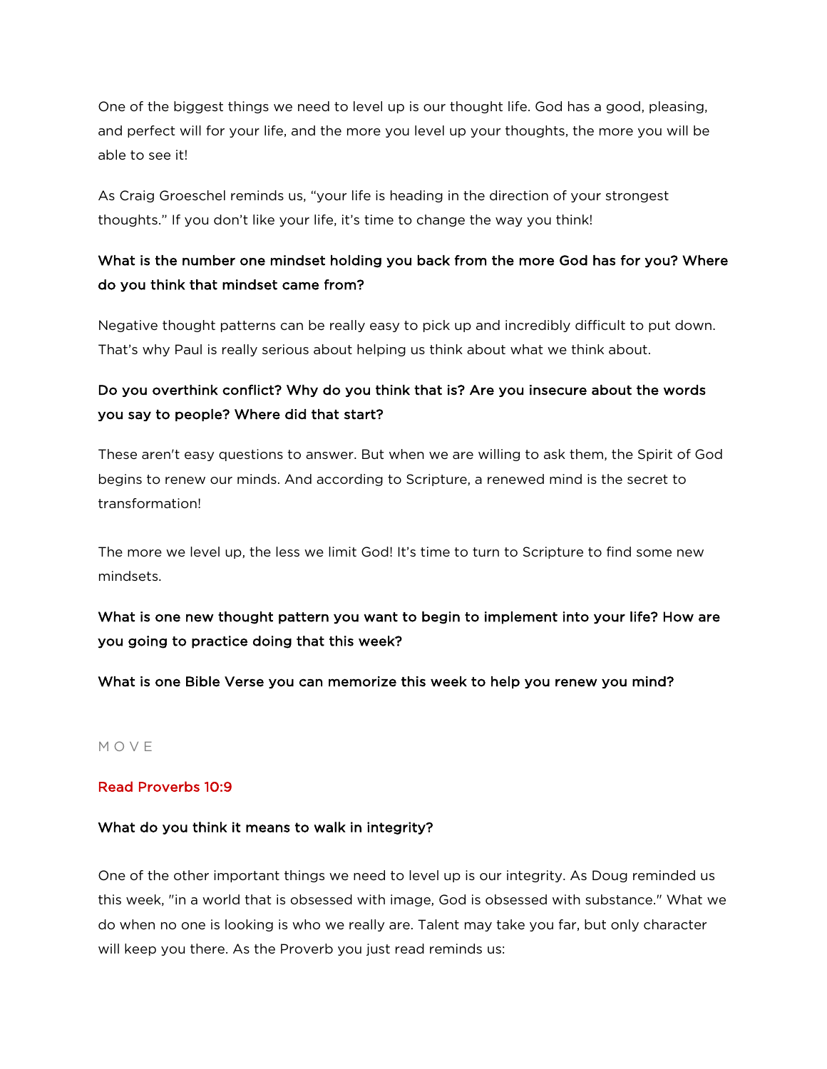One of the biggest things we need to level up is our thought life. God has a good, pleasing, and perfect will for your life, and the more you level up your thoughts, the more you will be able to see it!

As Craig Groeschel reminds us, “your life is heading in the direction of your strongest thoughts.” If you don’t like your life, it’s time to change the way you think!

**What is the number one mindset holding you back from the more God has for you? Where do you think that mindset came from?**

Negative thought patterns can be really easy to pick up and incredibly difficult to put down. That’s why Paul is really serious about helping us think about what we think about.

**Do you overthink conflict? Why do you think that is? Are you insecure about the words you say to people? Where did that start?**

These aren't easy questions to answer. But when we are willing to ask them, the Spirit of God begins to renew our minds. And according to Scripture, a renewed mind is the secret to transformation!

The more we level up, the less we limit God! It’s time to turn to Scripture to find some new mindsets.

**What is one new thought pattern you want to begin to implement into your life? How are you going to practice doing that this week?**

**What is one Bible Verse you can memorize this week to help you renew you mind?**

## MOVE

**Read Proverbs 10:9**

**What do you think it means to walk in integrity?**

One of the other important things we need to level up is our integrity. As Doug reminded us this week, "in a world that is obsessed with image, God is obsessed with substance." What we do when no one is looking is who we really are. Talent may take you far, but only character will keep you there. As the Proverb you just read reminds us: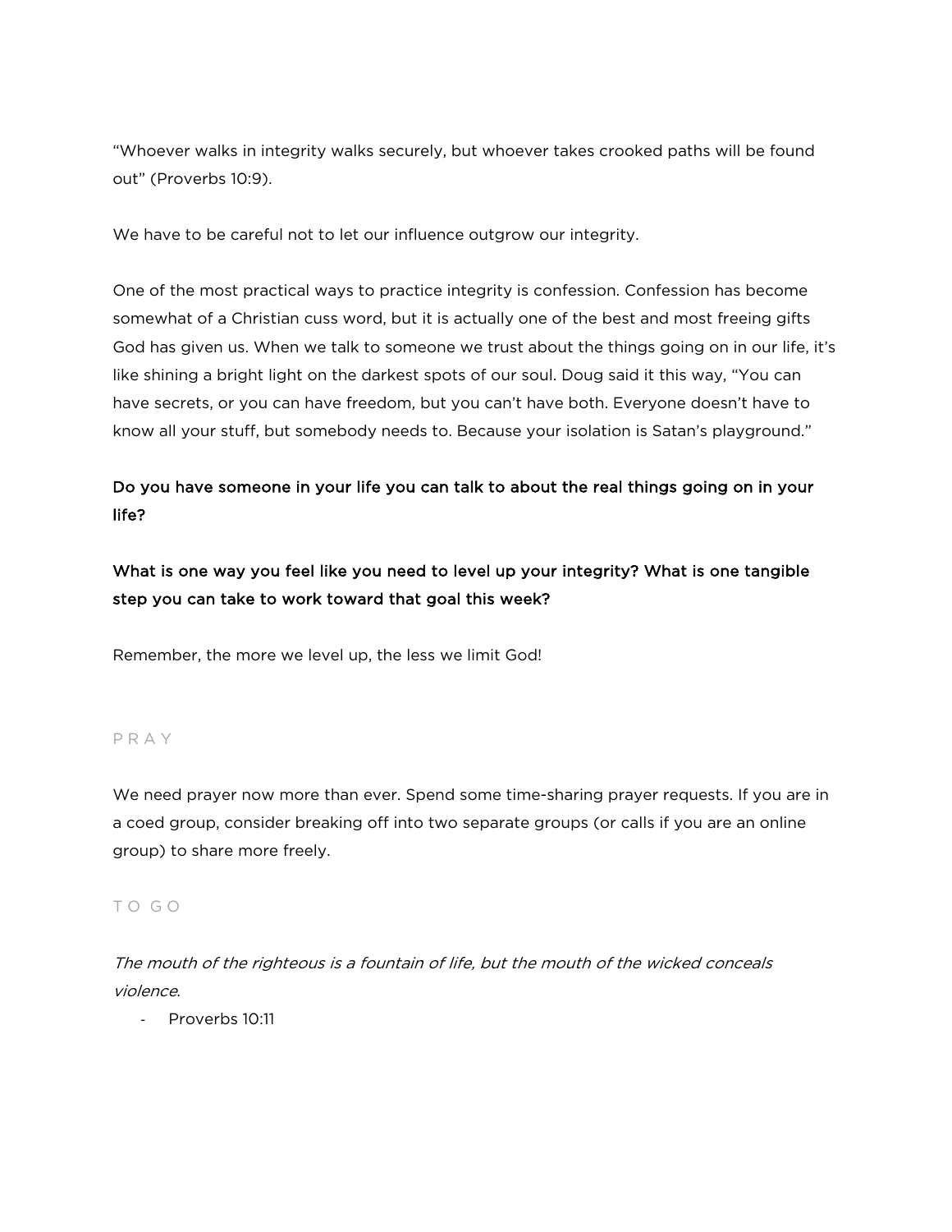"Whoever walks in integrity walks securely, but whoever takes crooked paths will be found out" (Proverbs 10:9).

We have to be careful not to let our influence outgrow our integrity.

One of the most practical ways to practice integrity is confession. Confession has become somewhat of a Christian cuss word, but it is actually one of the best and most freeing gifts God has given us. When we talk to someone we trust about the things going on in our life, it's like shining a bright light on the darkest spots of our soul. Doug said it this way, "You can have secrets, or you can have freedom, but you can't have both. Everyone doesn't have to know all your stuff, but somebody needs to. Because your isolation is Satan's playground."

**Do you have someone in your life you can talk to about the real things going on in your life?**

**What is one way you feel like you need to level up your integrity? What is one tangible step you can take to work toward that goal this week?**

Remember, the more we level up, the less we limit God!

## PRAY

We need prayer now more than ever. Spend some time-sharing prayer requests. If you are in a coed group, consider breaking off into two separate groups (or calls if you are an online group) to share more freely.

## TO GO

*The mouth of the righteous is a fountain of life, but the mouth of the wicked conceals violence.*

- Proverbs 10:11